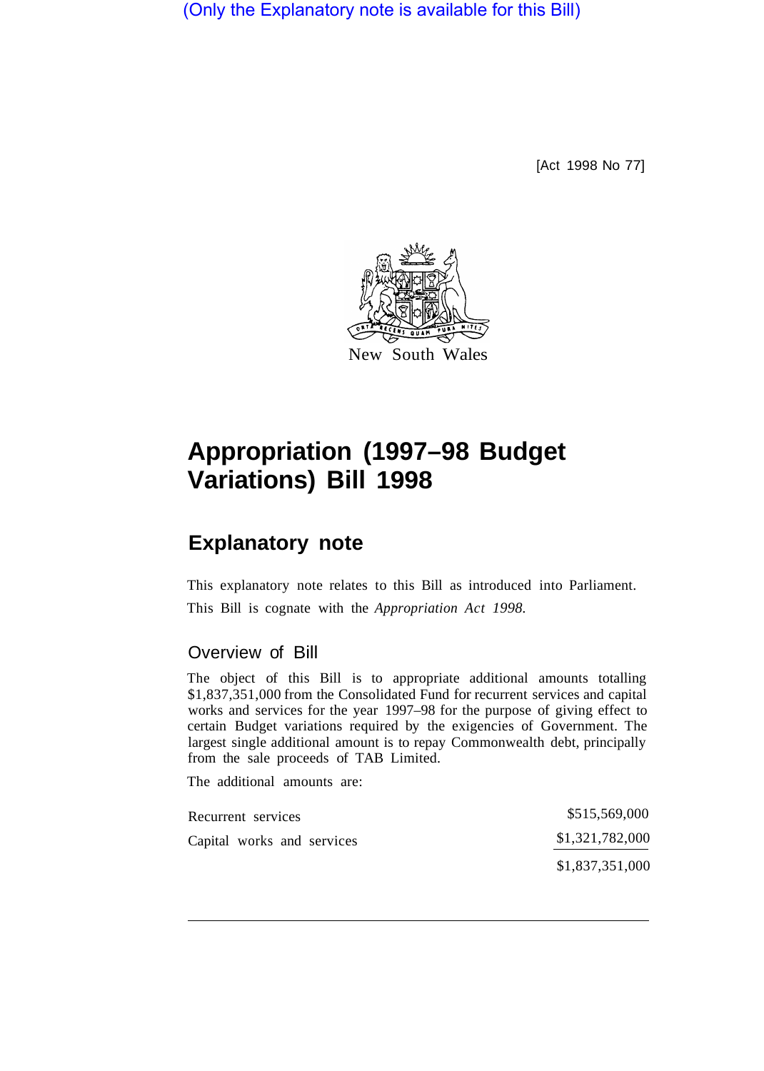(Only the Explanatory note is available for this Bill)

[Act 1998 No 77]

New South Wales

# Appropriation (1997–98 Budget Variations) Bill 1998

## Explanatory note

This explanatory note relates to this Bill as introduced into Parliament.

This Bill is cognate with the *Appropriation Act 1998.*

### Overview of Bill

The object of this Bill is to appropriate additional amounts totalling $1,837,351,000 from the Consolidated Fund for recurrent services and capital works and services for the year 1997–98 for the purpose of giving effect to certain Budget variations required by the exigencies of Government. The largest single additional amount is to repay Commonwealth debt, principally from the sale proceeds of TAB Limited.

The additional amounts are:

| | |
|---|---|
| Recurrent services | $515,569,000 |
| Capital works and services | $1,321,782,000 |
| | $1,837,351,000 |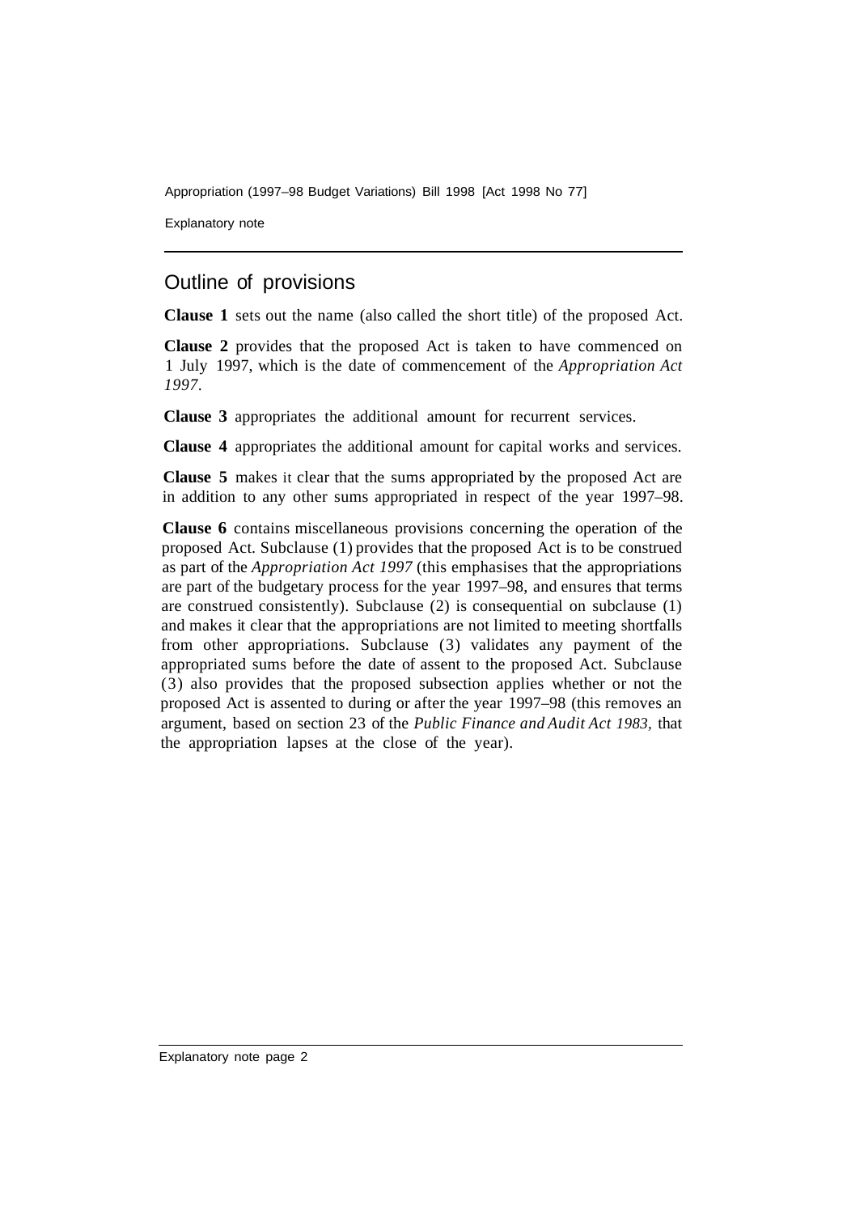## Outline of provisions

**Clause 1** sets out the name (also called the short title) of the proposed Act.

**Clause 2** provides that the proposed Act is taken to have commenced on 1 July 1997, which is the date of commencement of the *Appropriation Act 1997*.

**Clause 3** appropriates the additional amount for recurrent services.

**Clause 4** appropriates the additional amount for capital works and services.

**Clause 5** makes it clear that the sums appropriated by the proposed Act are in addition to any other sums appropriated in respect of the year 1997–98.

**Clause 6** contains miscellaneous provisions concerning the operation of the proposed Act. Subclause (1) provides that the proposed Act is to be construed as part of the *Appropriation Act 1997* (this emphasises that the appropriations are part of the budgetary process for the year 1997–98, and ensures that terms are construed consistently). Subclause (2) is consequential on subclause (1) and makes it clear that the appropriations are not limited to meeting shortfalls from other appropriations. Subclause (3) validates any payment of the appropriated sums before the date of assent to the proposed Act. Subclause (3) also provides that the proposed subsection applies whether or not the proposed Act is assented to during or after the year 1997–98 (this removes an argument, based on section 23 of the *Public Finance and Audit Act 1983*, that the appropriation lapses at the close of the year).